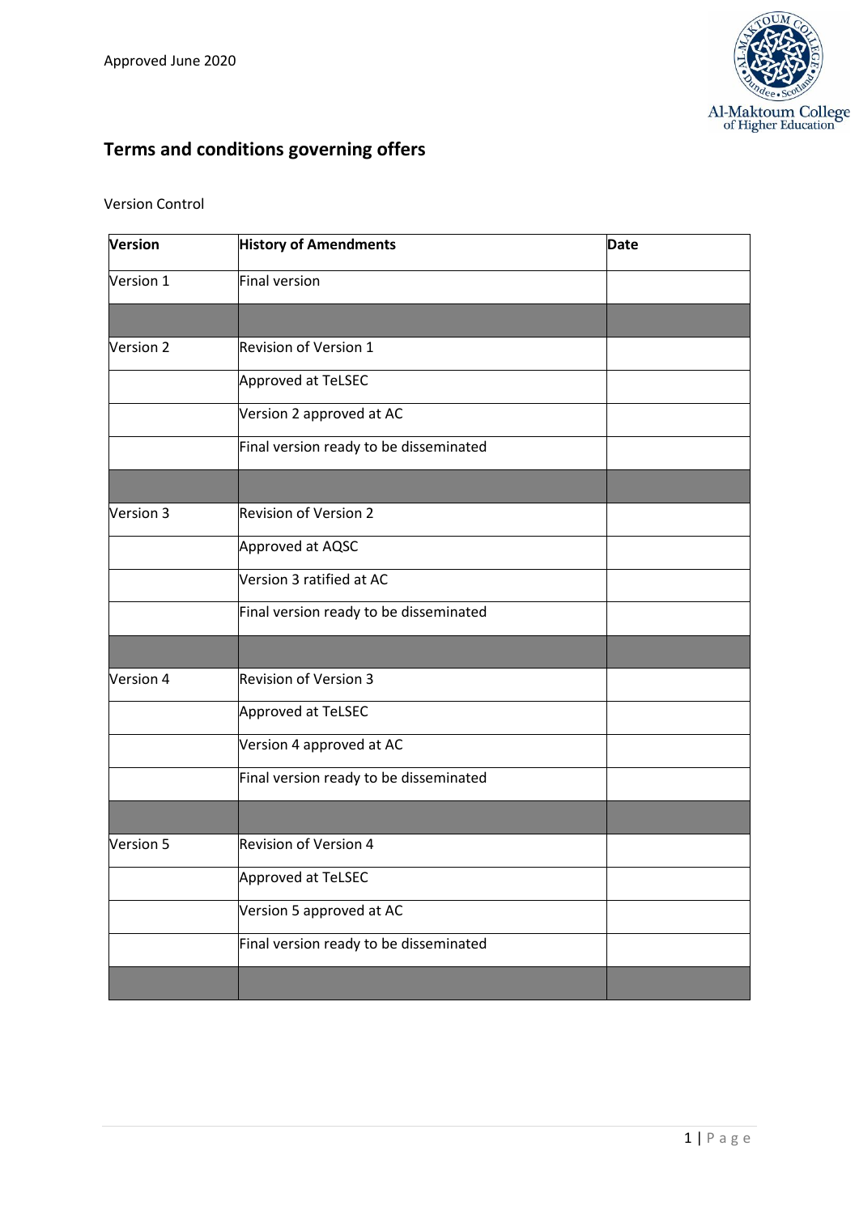Approved June 2020

# Terms and conditions governing offers

Version Control

| Version | History of Amendments | Date |
|---|---|---|
| Version 1 | Final version | |
| | | |
| Version 2 | Revision of Version 1 | |
| | Approved at TeLSEC | |
| | Version 2 approved at AC | |
| | Final version ready to be disseminated | |
| | | |
| Version 3 | Revision of Version 2 | |
| | Approved at AQSC | |
| | Version 3 ratified at AC | |
| | Final version ready to be disseminated | |
| | | |
| Version 4 | Revision of Version 3 | |
| | Approved at TeLSEC | |
| | Version 4 approved at AC | |
| | Final version ready to be disseminated | |
| | | |
| Version 5 | Revision of Version 4 | |
| | Approved at TeLSEC | |
| | Version 5 approved at AC | |
| | Final version ready to be disseminated | |
| | | |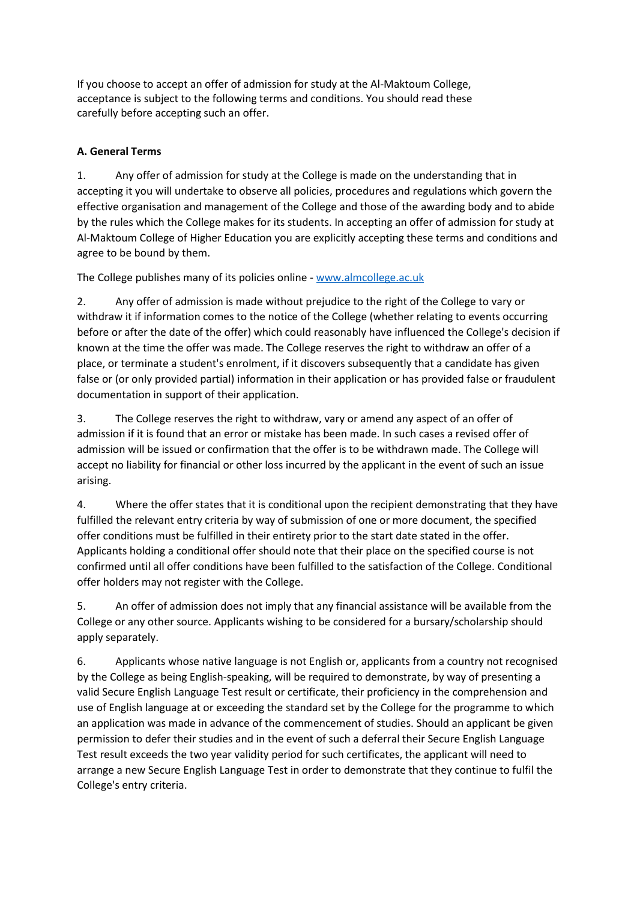If you choose to accept an offer of admission for study at the Al-Maktoum College, acceptance is subject to the following terms and conditions. You should read these carefully before accepting such an offer.

**A. General Terms**

1. Any offer of admission for study at the College is made on the understanding that in accepting it you will undertake to observe all policies, procedures and regulations which govern the effective organisation and management of the College and those of the awarding body and to abide by the rules which the College makes for its students. In accepting an offer of admission for study at Al-Maktoum College of Higher Education you are explicitly accepting these terms and conditions and agree to be bound by them.

The College publishes many of its policies online - [www.almcollege.ac.uk](http://www.almcollege.ac.uk)

2. Any offer of admission is made without prejudice to the right of the College to vary or withdraw it if information comes to the notice of the College (whether relating to events occurring before or after the date of the offer) which could reasonably have influenced the College's decision if known at the time the offer was made. The College reserves the right to withdraw an offer of a place, or terminate a student's enrolment, if it discovers subsequently that a candidate has given false or (or only provided partial) information in their application or has provided false or fraudulent documentation in support of their application.

3. The College reserves the right to withdraw, vary or amend any aspect of an offer of admission if it is found that an error or mistake has been made. In such cases a revised offer of admission will be issued or confirmation that the offer is to be withdrawn made. The College will accept no liability for financial or other loss incurred by the applicant in the event of such an issue arising.

4. Where the offer states that it is conditional upon the recipient demonstrating that they have fulfilled the relevant entry criteria by way of submission of one or more document, the specified offer conditions must be fulfilled in their entirety prior to the start date stated in the offer. Applicants holding a conditional offer should note that their place on the specified course is not confirmed until all offer conditions have been fulfilled to the satisfaction of the College. Conditional offer holders may not register with the College.

5. An offer of admission does not imply that any financial assistance will be available from the College or any other source. Applicants wishing to be considered for a bursary/scholarship should apply separately.

6. Applicants whose native language is not English or, applicants from a country not recognised by the College as being English-speaking, will be required to demonstrate, by way of presenting a valid Secure English Language Test result or certificate, their proficiency in the comprehension and use of English language at or exceeding the standard set by the College for the programme to which an application was made in advance of the commencement of studies. Should an applicant be given permission to defer their studies and in the event of such a deferral their Secure English Language Test result exceeds the two year validity period for such certificates, the applicant will need to arrange a new Secure English Language Test in order to demonstrate that they continue to fulfil the College's entry criteria.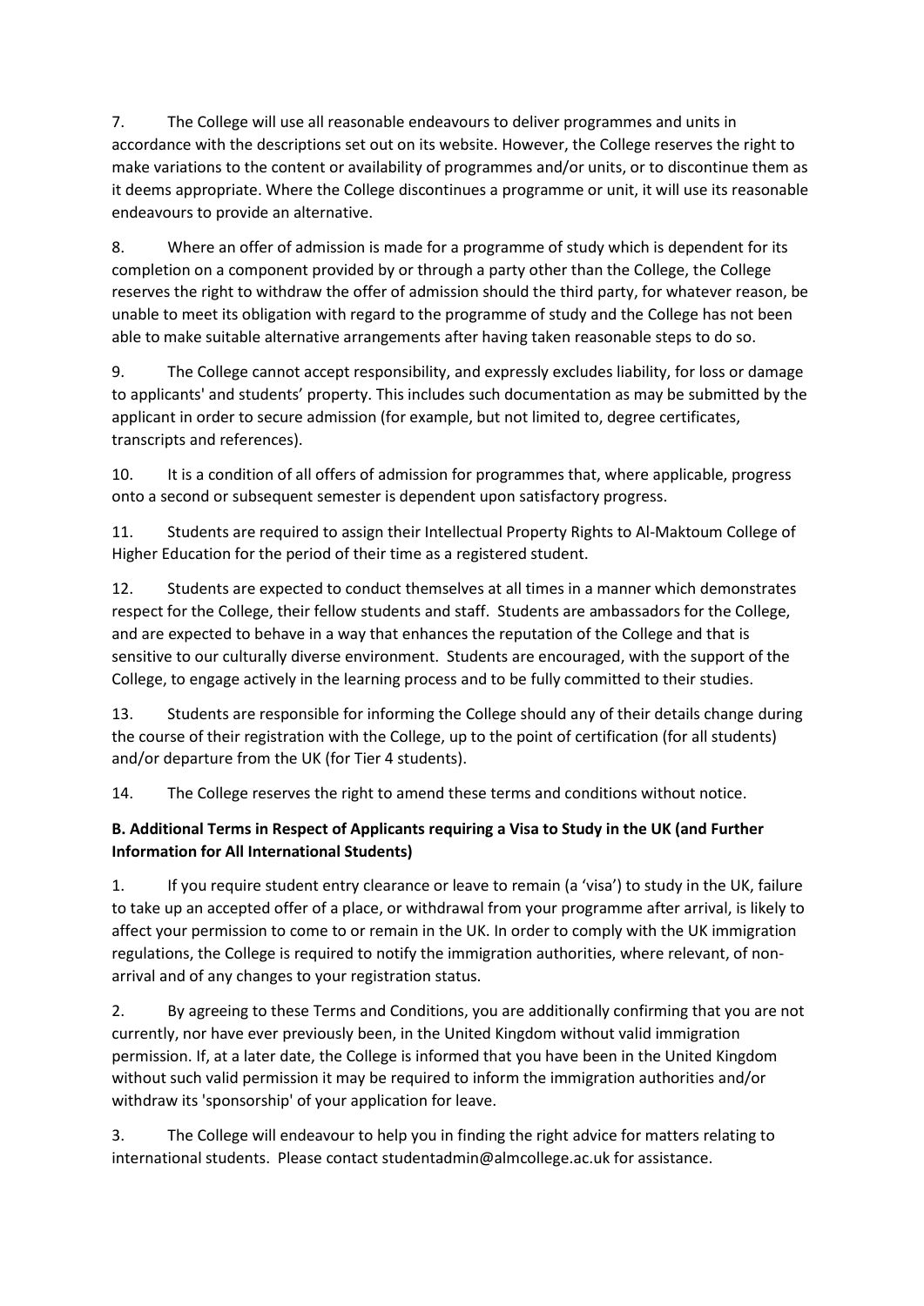7. The College will use all reasonable endeavours to deliver programmes and units in accordance with the descriptions set out on its website. However, the College reserves the right to make variations to the content or availability of programmes and/or units, or to discontinue them as it deems appropriate. Where the College discontinues a programme or unit, it will use its reasonable endeavours to provide an alternative.

8. Where an offer of admission is made for a programme of study which is dependent for its completion on a component provided by or through a party other than the College, the College reserves the right to withdraw the offer of admission should the third party, for whatever reason, be unable to meet its obligation with regard to the programme of study and the College has not been able to make suitable alternative arrangements after having taken reasonable steps to do so.

9. The College cannot accept responsibility, and expressly excludes liability, for loss or damage to applicants' and students' property. This includes such documentation as may be submitted by the applicant in order to secure admission (for example, but not limited to, degree certificates, transcripts and references).

10. It is a condition of all offers of admission for programmes that, where applicable, progress onto a second or subsequent semester is dependent upon satisfactory progress.

11. Students are required to assign their Intellectual Property Rights to Al-Maktoum College of Higher Education for the period of their time as a registered student.

12. Students are expected to conduct themselves at all times in a manner which demonstrates respect for the College, their fellow students and staff. Students are ambassadors for the College, and are expected to behave in a way that enhances the reputation of the College and that is sensitive to our culturally diverse environment. Students are encouraged, with the support of the College, to engage actively in the learning process and to be fully committed to their studies.

13. Students are responsible for informing the College should any of their details change during the course of their registration with the College, up to the point of certification (for all students) and/or departure from the UK (for Tier 4 students).

14. The College reserves the right to amend these terms and conditions without notice.

**B. Additional Terms in Respect of Applicants requiring a Visa to Study in the UK (and Further Information for All International Students)**

1. If you require student entry clearance or leave to remain (a 'visa') to study in the UK, failure to take up an accepted offer of a place, or withdrawal from your programme after arrival, is likely to affect your permission to come to or remain in the UK. In order to comply with the UK immigration regulations, the College is required to notify the immigration authorities, where relevant, of non-arrival and of any changes to your registration status.

2. By agreeing to these Terms and Conditions, you are additionally confirming that you are not currently, nor have ever previously been, in the United Kingdom without valid immigration permission. If, at a later date, the College is informed that you have been in the United Kingdom without such valid permission it may be required to inform the immigration authorities and/or withdraw its 'sponsorship' of your application for leave.

3. The College will endeavour to help you in finding the right advice for matters relating to international students. Please contact studentadmin@almcollege.ac.uk for assistance.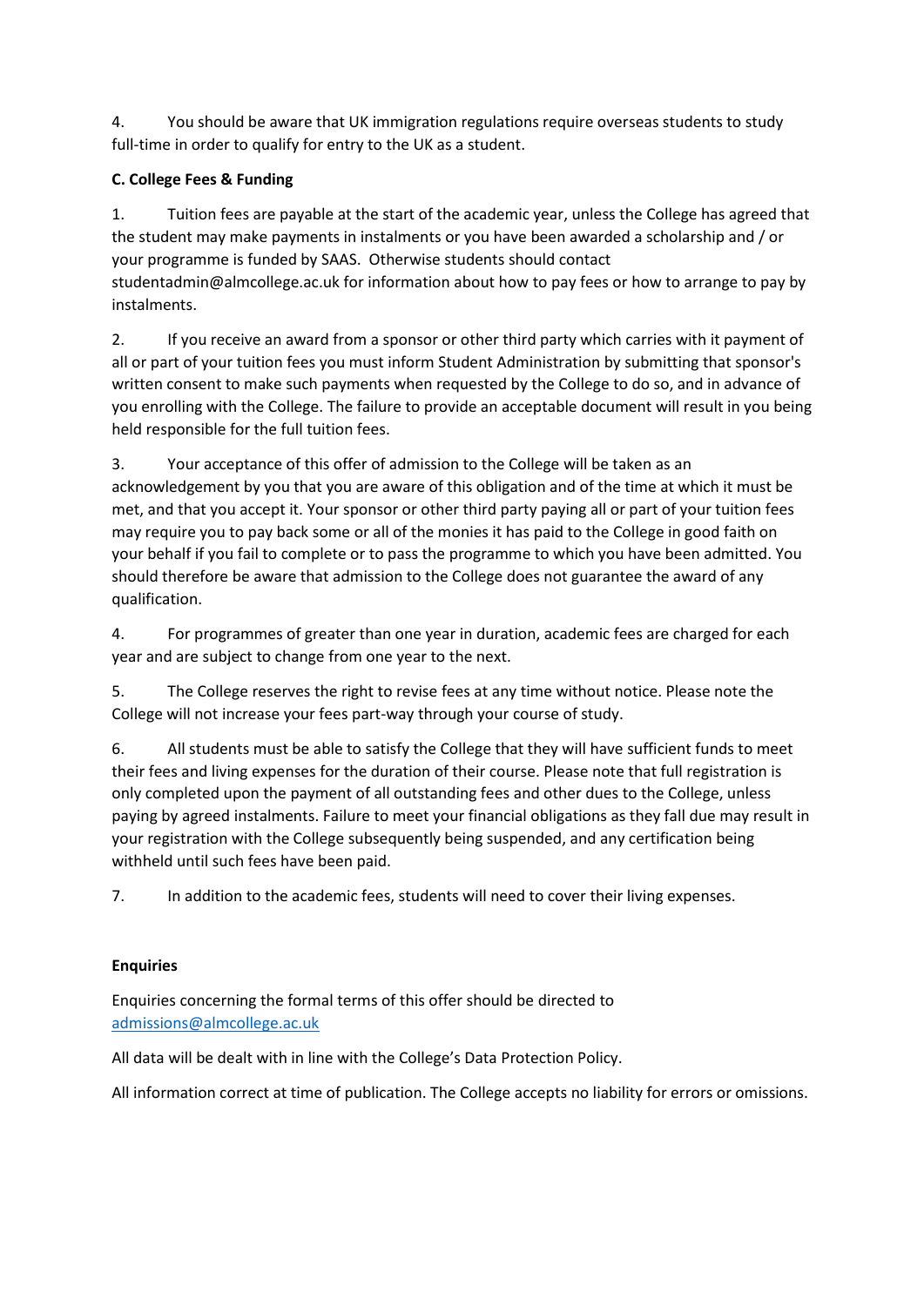4. You should be aware that UK immigration regulations require overseas students to study full-time in order to qualify for entry to the UK as a student.

**C. College Fees & Funding**

1. Tuition fees are payable at the start of the academic year, unless the College has agreed that the student may make payments in instalments or you have been awarded a scholarship and / or your programme is funded by SAAS. Otherwise students should contact studentadmin@almcollege.ac.uk for information about how to pay fees or how to arrange to pay by instalments.

2. If you receive an award from a sponsor or other third party which carries with it payment of all or part of your tuition fees you must inform Student Administration by submitting that sponsor's written consent to make such payments when requested by the College to do so, and in advance of you enrolling with the College. The failure to provide an acceptable document will result in you being held responsible for the full tuition fees.

3. Your acceptance of this offer of admission to the College will be taken as an acknowledgement by you that you are aware of this obligation and of the time at which it must be met, and that you accept it. Your sponsor or other third party paying all or part of your tuition fees may require you to pay back some or all of the monies it has paid to the College in good faith on your behalf if you fail to complete or to pass the programme to which you have been admitted. You should therefore be aware that admission to the College does not guarantee the award of any qualification.

4. For programmes of greater than one year in duration, academic fees are charged for each year and are subject to change from one year to the next.

5. The College reserves the right to revise fees at any time without notice. Please note the College will not increase your fees part-way through your course of study.

6. All students must be able to satisfy the College that they will have sufficient funds to meet their fees and living expenses for the duration of their course. Please note that full registration is only completed upon the payment of all outstanding fees and other dues to the College, unless paying by agreed instalments. Failure to meet your financial obligations as they fall due may result in your registration with the College subsequently being suspended, and any certification being withheld until such fees have been paid.

7. In addition to the academic fees, students will need to cover their living expenses.

**Enquiries**

Enquiries concerning the formal terms of this offer should be directed to [admissions@almcollege.ac.uk](mailto:admissions@almcollege.ac.uk)

All data will be dealt with in line with the College's Data Protection Policy.

All information correct at time of publication. The College accepts no liability for errors or omissions.